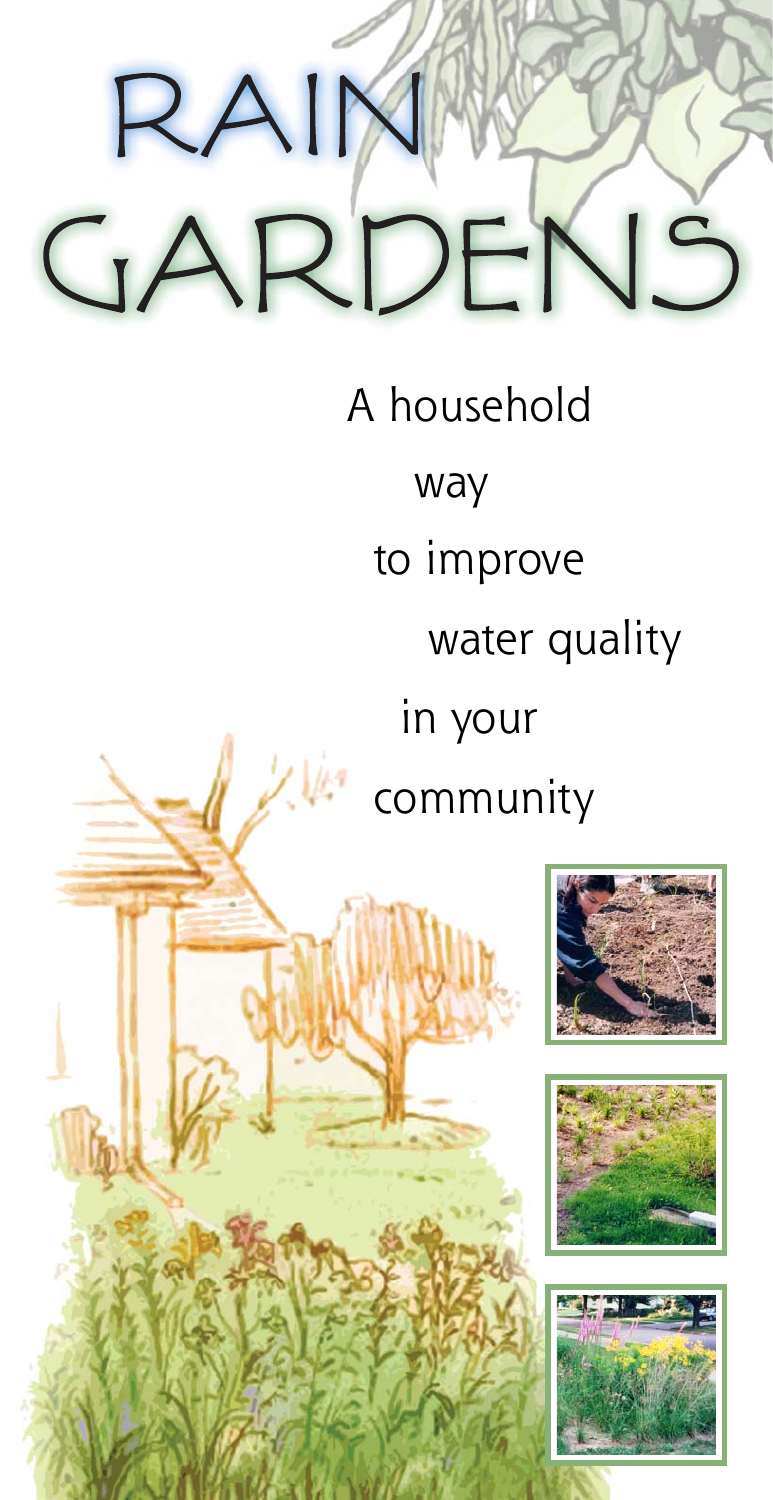# RAIN GARDENS

A household way to improve water quality in your community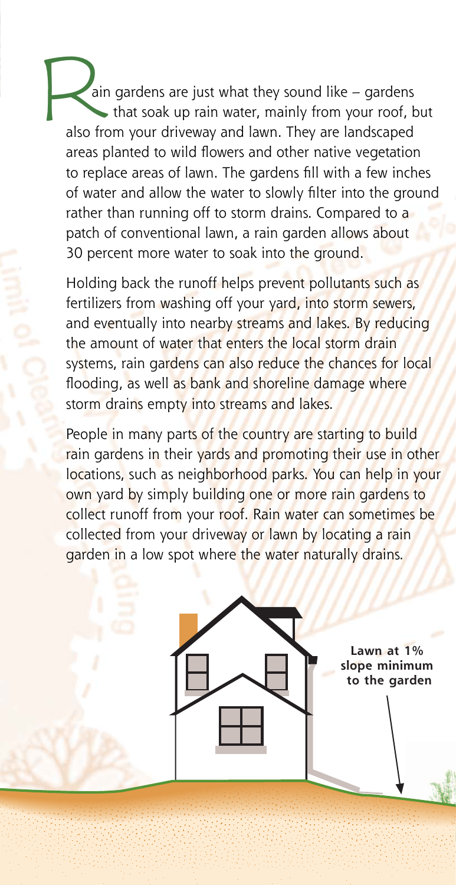Rain gardens are just what they sound like – gardens that soak up rain water, mainly from your roof, but also from your driveway and lawn. They are landscaped areas planted to wild flowers and other native vegetation to replace areas of lawn. The gardens fill with a few inches of water and allow the water to slowly filter into the ground rather than running off to storm drains. Compared to a patch of conventional lawn, a rain garden allows about 30 percent more water to soak into the ground.

Holding back the runoff helps prevent pollutants such as fertilizers from washing off your yard, into storm sewers, and eventually into nearby streams and lakes. By reducing the amount of water that enters the local storm drain systems, rain gardens can also reduce the chances for local flooding, as well as bank and shoreline damage where storm drains empty into streams and lakes.

People in many parts of the country are starting to build rain gardens in their yards and promoting their use in other locations, such as neighborhood parks. You can help in your own yard by simply building one or more rain gardens to collect runoff from your roof. Rain water can sometimes be collected from your driveway or lawn by locating a rain garden in a low spot where the water naturally drains.

**Lawn at 1% slope minimum to the garden**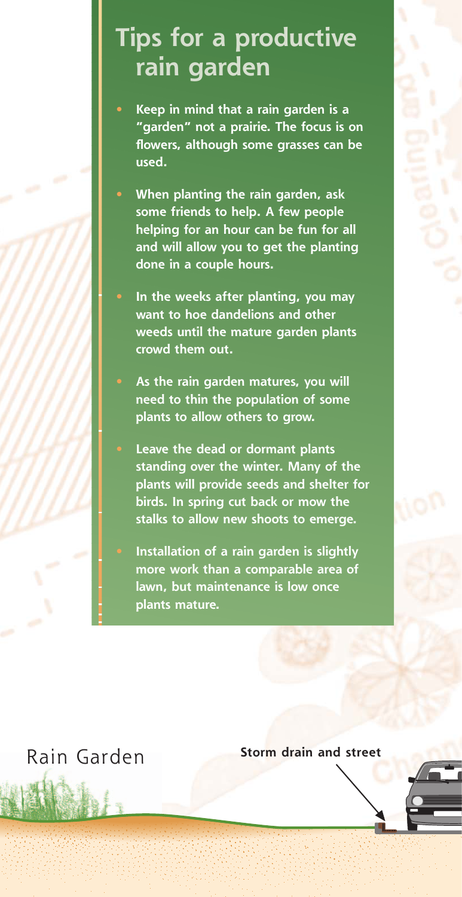# Tips for a productive rain garden

- Keep in mind that a rain garden is a "garden" not a prairie. The focus is on flowers, although some grasses can be used.
- When planting the rain garden, ask some friends to help. A few people helping for an hour can be fun for all and will allow you to get the planting done in a couple hours.
- In the weeks after planting, you may want to hoe dandelions and other weeds until the mature garden plants crowd them out.
- As the rain garden matures, you will need to thin the population of some plants to allow others to grow.
- Leave the dead or dormant plants standing over the winter. Many of the plants will provide seeds and shelter for birds. In spring cut back or mow the stalks to allow new shoots to emerge.
- Installation of a rain garden is slightly more work than a comparable area of lawn, but maintenance is low once plants mature.

Rain Garden

**Storm drain and street**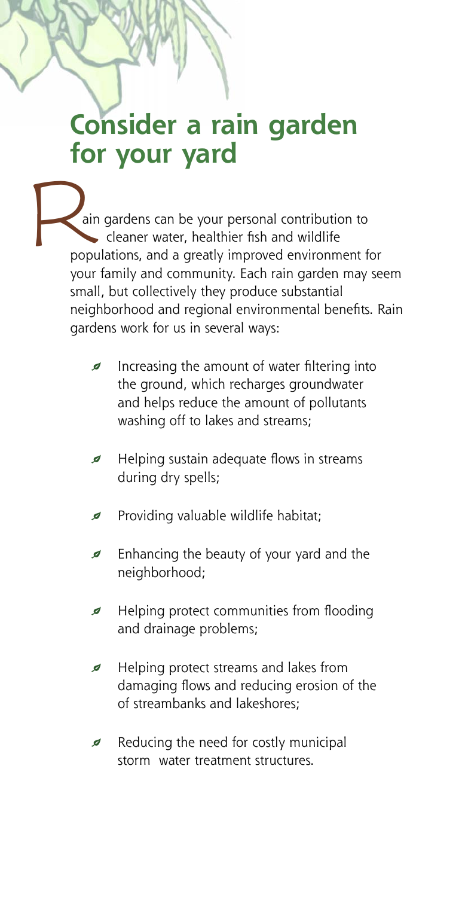# Consider a rain garden for your yard

Rain gardens can be your personal contribution to cleaner water, healthier fish and wildlife populations, and a greatly improved environment for your family and community. Each rain garden may seem small, but collectively they produce substantial neighborhood and regional environmental benefits. Rain gardens work for us in several ways:

- Increasing the amount of water filtering into the ground, which recharges groundwater and helps reduce the amount of pollutants washing off to lakes and streams;
- Helping sustain adequate flows in streams during dry spells;
- Providing valuable wildlife habitat;
- Enhancing the beauty of your yard and the neighborhood;
- Helping protect communities from flooding and drainage problems;
- Helping protect streams and lakes from damaging flows and reducing erosion of the of streambanks and lakeshores;
- Reducing the need for costly municipal storm water treatment structures.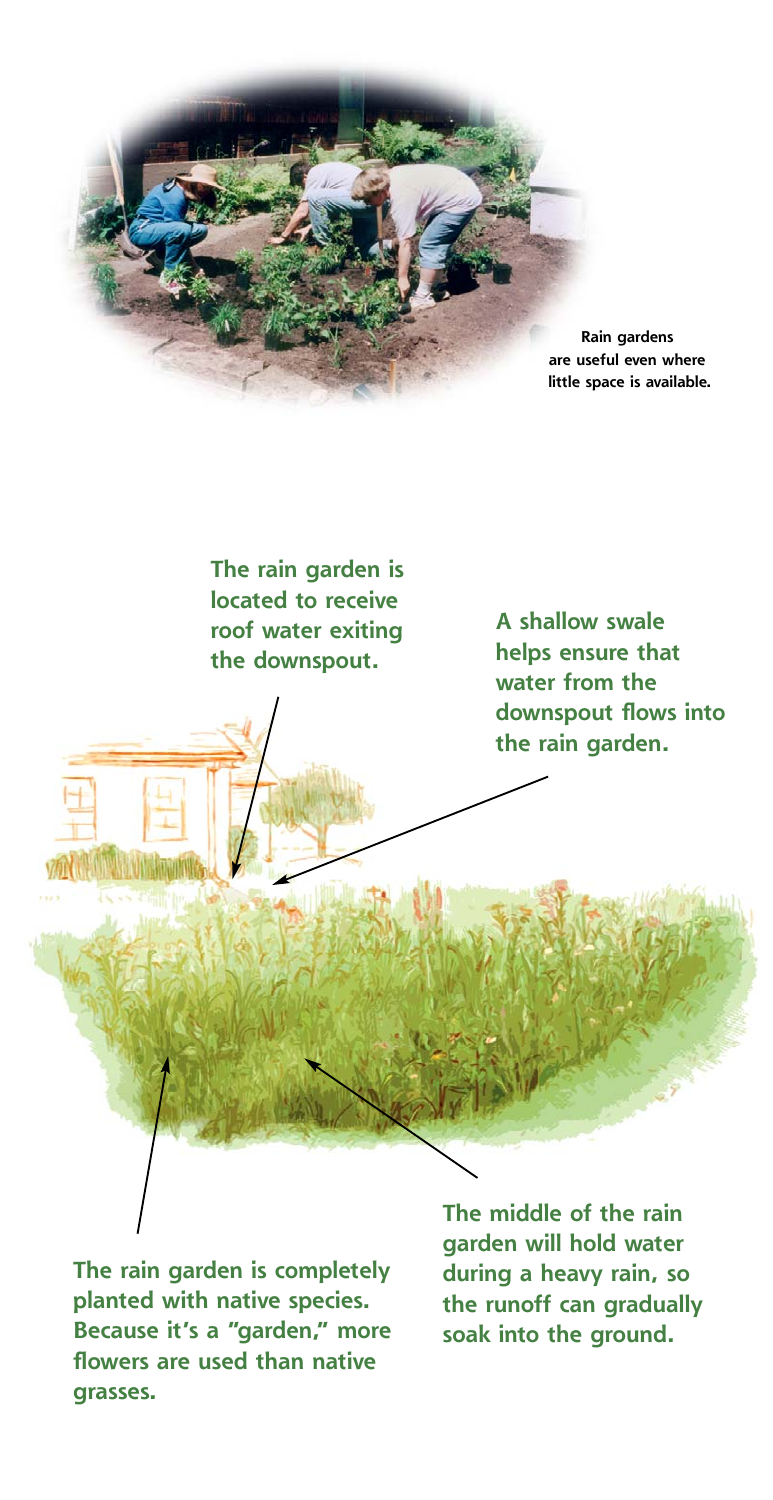Rain gardens are useful even where little space is available.

The rain garden is located to receive roof water exiting the downspout.

A shallow swale helps ensure that water from the downspout flows into the rain garden.

The rain garden is completely planted with native species. Because it's a "garden," more flowers are used than native grasses.

The middle of the rain garden will hold water during a heavy rain, so the runoff can gradually soak into the ground.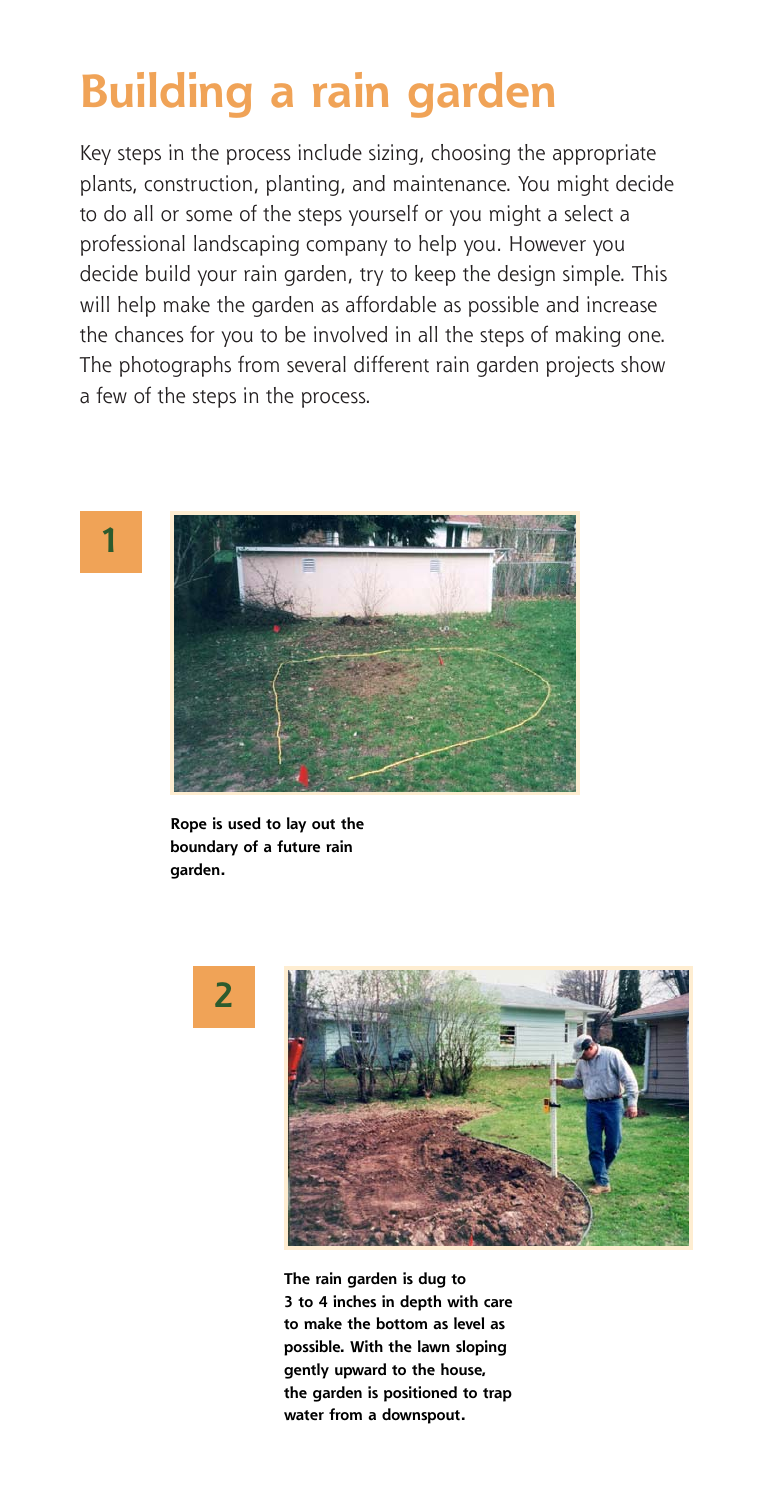# Building a rain garden

Key steps in the process include sizing, choosing the appropriate plants, construction, planting, and maintenance. You might decide to do all or some of the steps yourself or you might a select a professional landscaping company to help you. However you decide build your rain garden, try to keep the design simple. This will help make the garden as affordable as possible and increase the chances for you to be involved in all the steps of making one. The photographs from several different rain garden projects show a few of the steps in the process.

**1**

**Rope is used to lay out the boundary of a future rain garden.**

**2**

**The rain garden is dug to 3 to 4 inches in depth with care to make the bottom as level as possible. With the lawn sloping gently upward to the house, the garden is positioned to trap water from a downspout.**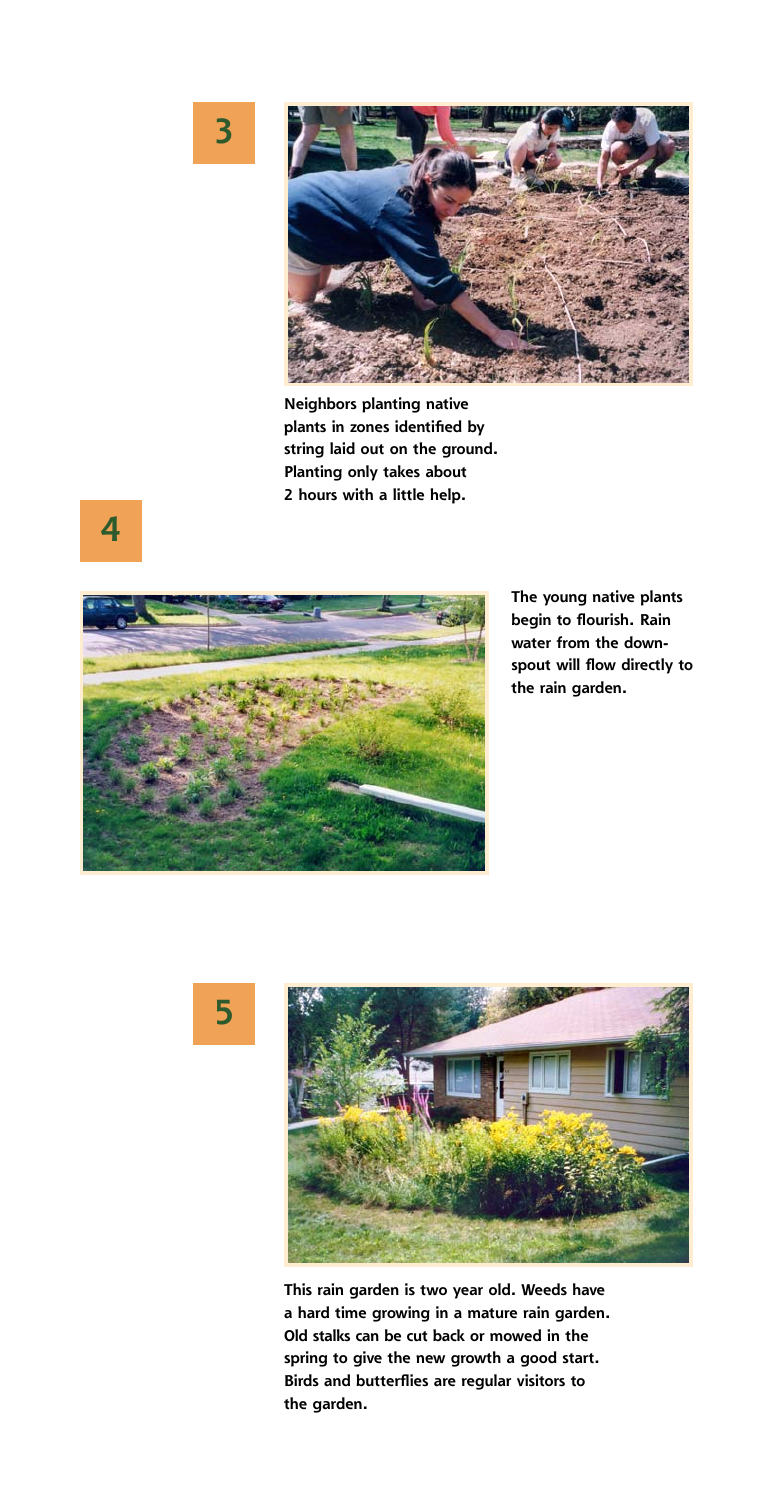**3**

Neighbors planting native plants in zones identified by string laid out on the ground. Planting only takes about 2 hours with a little help.

**4**

The young native plants begin to flourish. Rain water from the downspout will flow directly to the rain garden.

**5**

This rain garden is two year old. Weeds have a hard time growing in a mature rain garden. Old stalks can be cut back or mowed in the spring to give the new growth a good start. Birds and butterflies are regular visitors to the garden.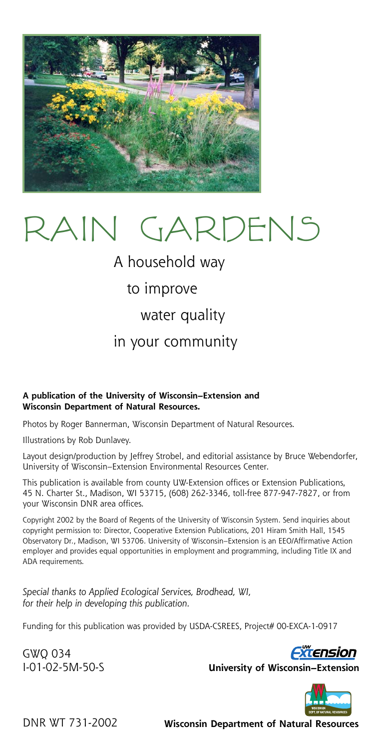# RAIN GARDENS

A household way

to improve

water quality

in your community

**A publication of the University of Wisconsin–Extension and Wisconsin Department of Natural Resources.**

Photos by Roger Bannerman, Wisconsin Department of Natural Resources.

Illustrations by Rob Dunlavey.

Layout design/production by Jeffrey Strobel, and editorial assistance by Bruce Webendorfer, University of Wisconsin–Extension Environmental Resources Center.

This publication is available from county UW-Extension offices or Extension Publications, 45 N. Charter St., Madison, WI 53715, (608) 262-3346, toll-free 877-947-7827, or from your Wisconsin DNR area offices.

Copyright 2002 by the Board of Regents of the University of Wisconsin System. Send inquiries about copyright permission to: Director, Cooperative Extension Publications, 201 Hiram Smith Hall, 1545 Observatory Dr., Madison, WI 53706. University of Wisconsin–Extension is an EEO/Affirmative Action employer and provides equal opportunities in employment and programming, including Title IX and ADA requirements.

*Special thanks to Applied Ecological Services, Brodhead, WI, for their help in developing this publication.*

Funding for this publication was provided by USDA-CSREES, Project# 00-EXCA-1-0917

GWQ 034
I-01-02-5M-50-S

**University of Wisconsin–Extension**

DNR WT 731-2002

**Wisconsin Department of Natural Resources**